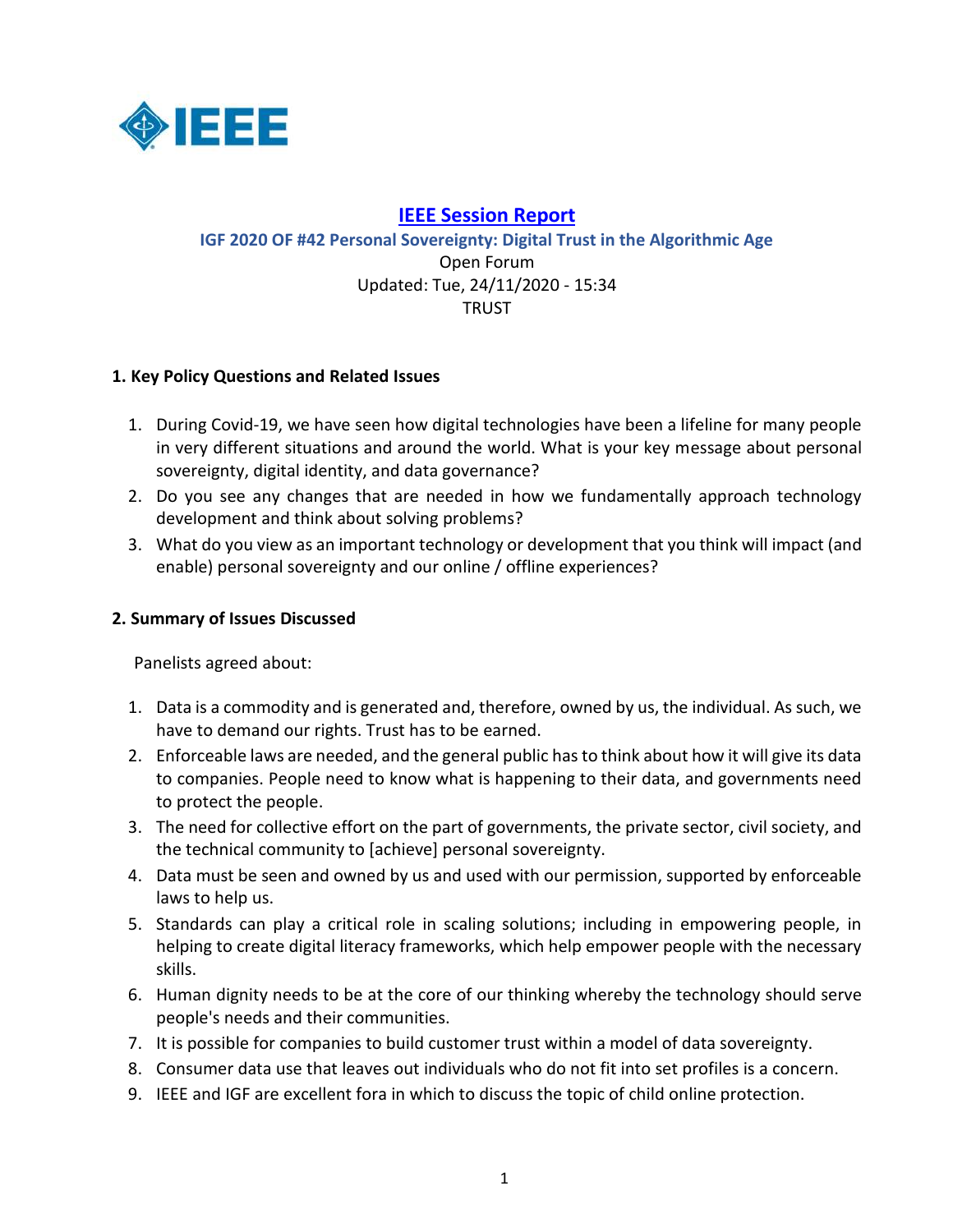IEEE

# IEEE Session Report

**IGF 2020 OF #42 Personal Sovereignty: Digital Trust in the Algorithmic Age**

Open Forum

Updated: Tue, 24/11/2020 - 15:34

TRUST

## 1. Key Policy Questions and Related Issues

1. During Covid-19, we have seen how digital technologies have been a lifeline for many people in very different situations and around the world. What is your key message about personal sovereignty, digital identity, and data governance?
2. Do you see any changes that are needed in how we fundamentally approach technology development and think about solving problems?
3. What do you view as an important technology or development that you think will impact (and enable) personal sovereignty and our online / offline experiences?

## 2. Summary of Issues Discussed

Panelists agreed about:

1. Data is a commodity and is generated and, therefore, owned by us, the individual. As such, we have to demand our rights. Trust has to be earned.
2. Enforceable laws are needed, and the general public has to think about how it will give its data to companies. People need to know what is happening to their data, and governments need to protect the people.
3. The need for collective effort on the part of governments, the private sector, civil society, and the technical community to [achieve] personal sovereignty.
4. Data must be seen and owned by us and used with our permission, supported by enforceable laws to help us.
5. Standards can play a critical role in scaling solutions; including in empowering people, in helping to create digital literacy frameworks, which help empower people with the necessary skills.
6. Human dignity needs to be at the core of our thinking whereby the technology should serve people's needs and their communities.
7. It is possible for companies to build customer trust within a model of data sovereignty.
8. Consumer data use that leaves out individuals who do not fit into set profiles is a concern.
9. IEEE and IGF are excellent fora in which to discuss the topic of child online protection.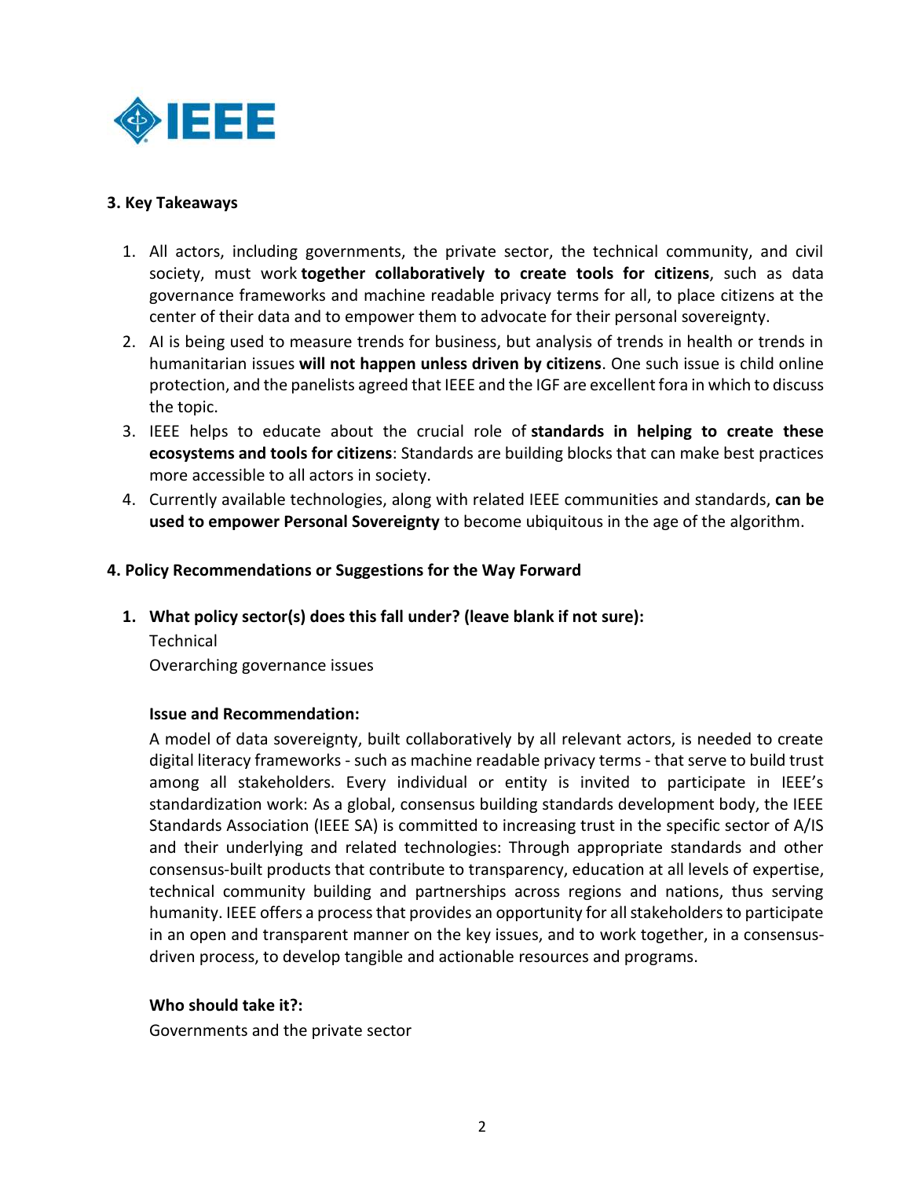### 3. Key Takeaways

1. All actors, including governments, the private sector, the technical community, and civil society, must work **together collaboratively to create tools for citizens**, such as data governance frameworks and machine readable privacy terms for all, to place citizens at the center of their data and to empower them to advocate for their personal sovereignty.
2. AI is being used to measure trends for business, but analysis of trends in health or trends in humanitarian issues **will not happen unless driven by citizens**. One such issue is child online protection, and the panelists agreed that IEEE and the IGF are excellent fora in which to discuss the topic.
3. IEEE helps to educate about the crucial role of **standards in helping to create these ecosystems and tools for citizens**: Standards are building blocks that can make best practices more accessible to all actors in society.
4. Currently available technologies, along with related IEEE communities and standards, **can be used to empower Personal Sovereignty** to become ubiquitous in the age of the algorithm.

### 4. Policy Recommendations or Suggestions for the Way Forward

1. **What policy sector(s) does this fall under? (leave blank if not sure):**
   Technical
   Overarching governance issues

   **Issue and Recommendation:**
   A model of data sovereignty, built collaboratively by all relevant actors, is needed to create digital literacy frameworks - such as machine readable privacy terms - that serve to build trust among all stakeholders. Every individual or entity is invited to participate in IEEE's standardization work: As a global, consensus building standards development body, the IEEE Standards Association (IEEE SA) is committed to increasing trust in the specific sector of A/IS and their underlying and related technologies: Through appropriate standards and other consensus-built products that contribute to transparency, education at all levels of expertise, technical community building and partnerships across regions and nations, thus serving humanity. IEEE offers a process that provides an opportunity for all stakeholders to participate in an open and transparent manner on the key issues, and to work together, in a consensus-driven process, to develop tangible and actionable resources and programs.

   **Who should take it?:**
   Governments and the private sector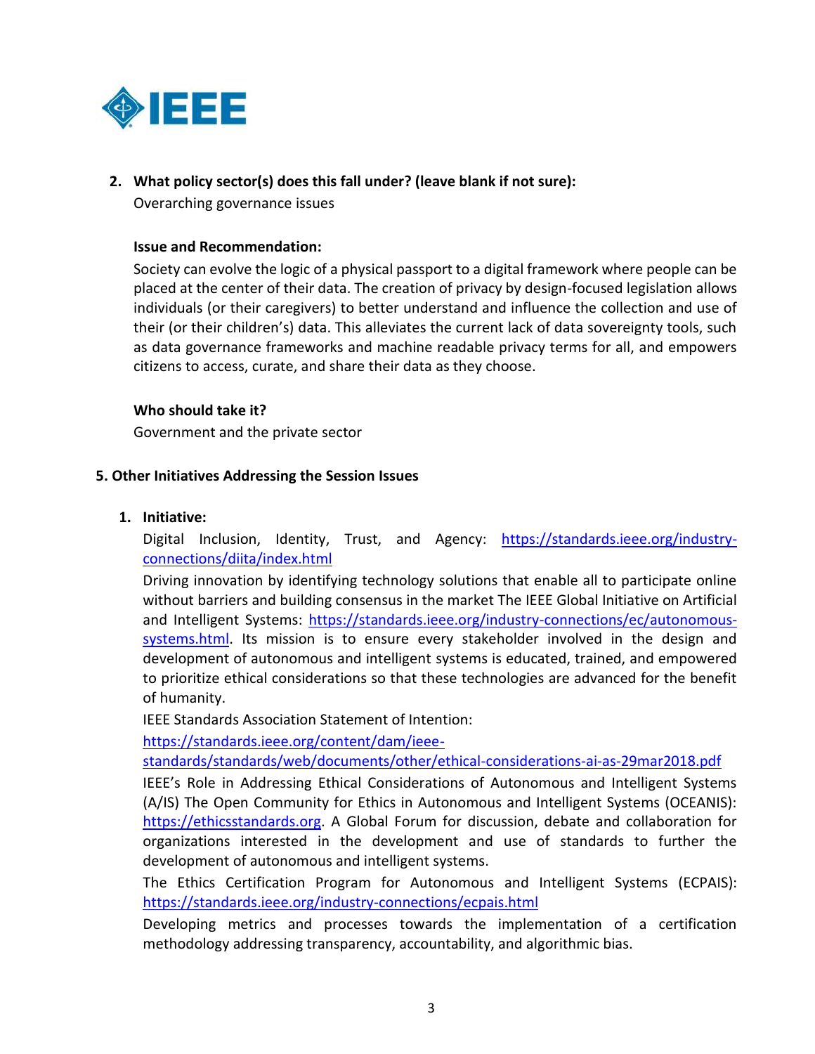2. **What policy sector(s) does this fall under? (leave blank if not sure):**
   Overarching governance issues

   **Issue and Recommendation:**
   Society can evolve the logic of a physical passport to a digital framework where people can be placed at the center of their data. The creation of privacy by design-focused legislation allows individuals (or their caregivers) to better understand and influence the collection and use of their (or their children's) data. This alleviates the current lack of data sovereignty tools, such as data governance frameworks and machine readable privacy terms for all, and empowers citizens to access, curate, and share their data as they choose.

   **Who should take it?**
   Government and the private sector

### 5. Other Initiatives Addressing the Session Issues

1. **Initiative:**
   Digital Inclusion, Identity, Trust, and Agency: [https://standards.ieee.org/industry-connections/diita/index.html](https://standards.ieee.org/industry-connections/diita/index.html)
   Driving innovation by identifying technology solutions that enable all to participate online without barriers and building consensus in the market The IEEE Global Initiative on Artificial and Intelligent Systems: [https://standards.ieee.org/industry-connections/ec/autonomous-systems.html](https://standards.ieee.org/industry-connections/ec/autonomous-systems.html). Its mission is to ensure every stakeholder involved in the design and development of autonomous and intelligent systems is educated, trained, and empowered to prioritize ethical considerations so that these technologies are advanced for the benefit of humanity.
   IEEE Standards Association Statement of Intention:
   [https://standards.ieee.org/content/dam/ieee-standards/standards/web/documents/other/ethical-considerations-ai-as-29mar2018.pdf](https://standards.ieee.org/content/dam/ieee-standards/standards/web/documents/other/ethical-considerations-ai-as-29mar2018.pdf)
   IEEE's Role in Addressing Ethical Considerations of Autonomous and Intelligent Systems (A/IS) The Open Community for Ethics in Autonomous and Intelligent Systems (OCEANIS): [https://ethicsstandards.org](https://ethicsstandards.org). A Global Forum for discussion, debate and collaboration for organizations interested in the development and use of standards to further the development of autonomous and intelligent systems.
   The Ethics Certification Program for Autonomous and Intelligent Systems (ECPAIS): [https://standards.ieee.org/industry-connections/ecpais.html](https://standards.ieee.org/industry-connections/ecpais.html)
   Developing metrics and processes towards the implementation of a certification methodology addressing transparency, accountability, and algorithmic bias.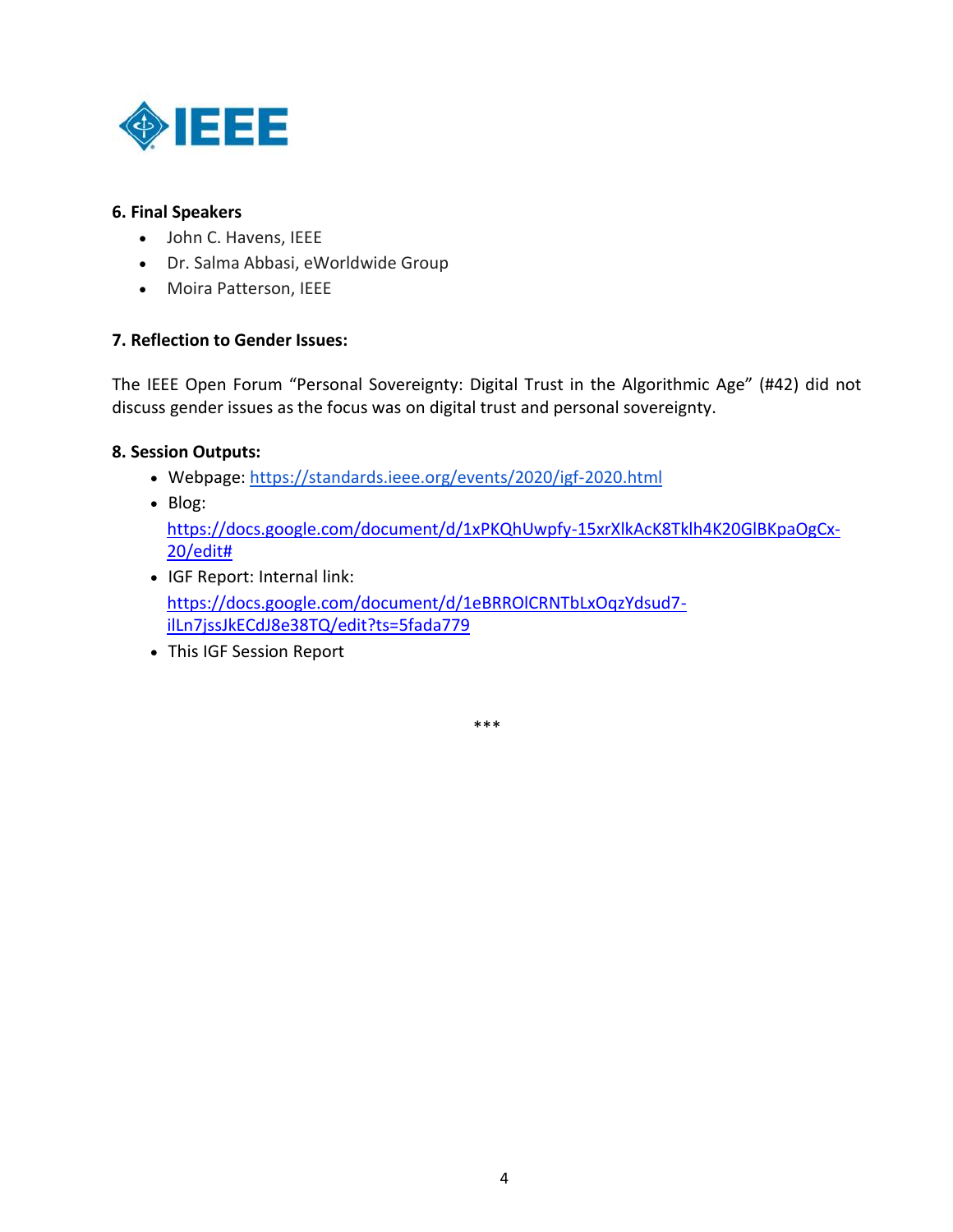**6. Final Speakers**

- John C. Havens, IEEE
- Dr. Salma Abbasi, eWorldwide Group
- Moira Patterson, IEEE

**7. Reflection to Gender Issues:**

The IEEE Open Forum "Personal Sovereignty: Digital Trust in the Algorithmic Age" (#42) did not discuss gender issues as the focus was on digital trust and personal sovereignty.

**8. Session Outputs:**

- Webpage: https://standards.ieee.org/events/2020/igf-2020.html
- Blog: https://docs.google.com/document/d/1xPKQhUwpfy-15xrXlkAcK8Tklh4K20GlBKpaOgCx-20/edit#
- IGF Report: Internal link: https://docs.google.com/document/d/1eBRROlCRNTbLxOqzYdsud7-ilLn7jssJkECdJ8e38TQ/edit?ts=5fada779
- This IGF Session Report

\*\*\*